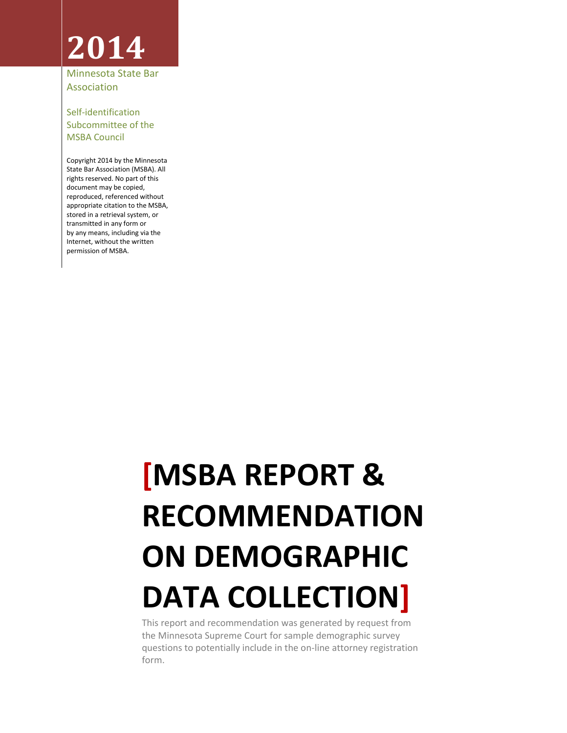# 2014

Minnesota State Bar Association

Self-identification Subcommittee of the MSBA Council

Copyright 2014 by the Minnesota State Bar Association (MSBA). All rights reserved. No part of this document may be copied, reproduced, referenced without appropriate citation to the MSBA, stored in a retrieval system, or transmitted in any form or by any means, including via the Internet, without the written permission of MSBA.

# [MSBA REPORT & RECOMMENDATION ON DEMOGRAPHIC DATA COLLECTION]

This report and recommendation was generated by request from the Minnesota Supreme Court for sample demographic survey questions to potentially include in the on-line attorney registration form.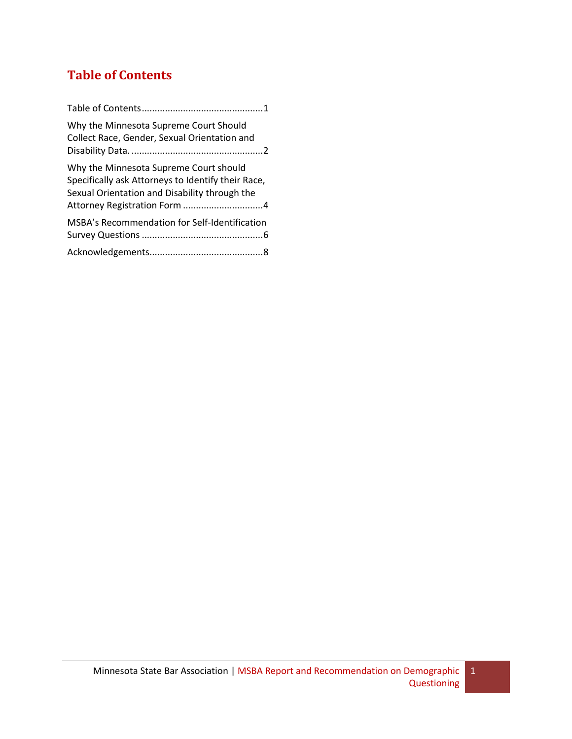## Table of Contents

Table of Contents ............................................. 1

Why the Minnesota Supreme Court Should Collect Race, Gender, Sexual Orientation and Disability Data. ................................................. 2

Why the Minnesota Supreme Court should Specifically ask Attorneys to Identify their Race, Sexual Orientation and Disability through the Attorney Registration Form .............................. 4

MSBA's Recommendation for Self-Identification Survey Questions ............................................. 6

Acknowledgements........................................... 8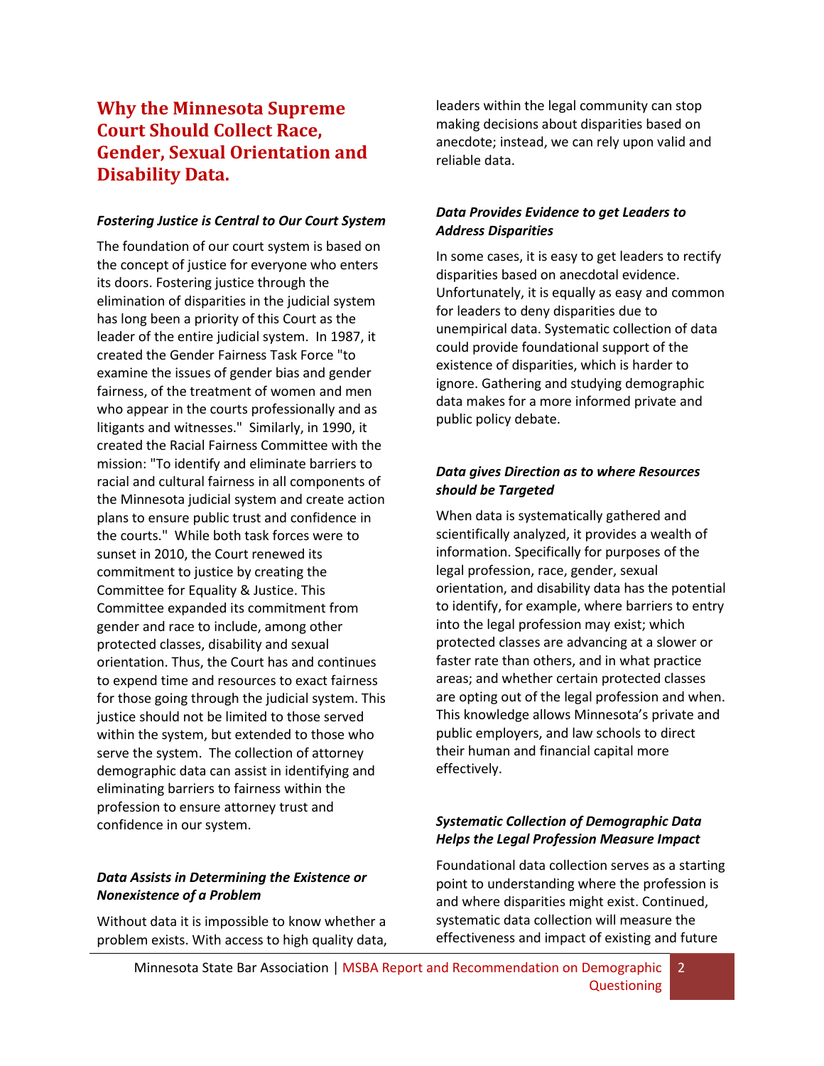# Why the Minnesota Supreme Court Should Collect Race, Gender, Sexual Orientation and Disability Data.

***Fostering Justice is Central to Our Court System***

The foundation of our court system is based on the concept of justice for everyone who enters its doors. Fostering justice through the elimination of disparities in the judicial system has long been a priority of this Court as the leader of the entire judicial system. In 1987, it created the Gender Fairness Task Force "to examine the issues of gender bias and gender fairness, of the treatment of women and men who appear in the courts professionally and as litigants and witnesses." Similarly, in 1990, it created the Racial Fairness Committee with the mission: "To identify and eliminate barriers to racial and cultural fairness in all components of the Minnesota judicial system and create action plans to ensure public trust and confidence in the courts." While both task forces were to sunset in 2010, the Court renewed its commitment to justice by creating the Committee for Equality & Justice. This Committee expanded its commitment from gender and race to include, among other protected classes, disability and sexual orientation. Thus, the Court has and continues to expend time and resources to exact fairness for those going through the judicial system. This justice should not be limited to those served within the system, but extended to those who serve the system. The collection of attorney demographic data can assist in identifying and eliminating barriers to fairness within the profession to ensure attorney trust and confidence in our system.

***Data Assists in Determining the Existence or Nonexistence of a Problem***

Without data it is impossible to know whether a problem exists. With access to high quality data, leaders within the legal community can stop making decisions about disparities based on anecdote; instead, we can rely upon valid and reliable data.

***Data Provides Evidence to get Leaders to Address Disparities***

In some cases, it is easy to get leaders to rectify disparities based on anecdotal evidence. Unfortunately, it is equally as easy and common for leaders to deny disparities due to unempirical data. Systematic collection of data could provide foundational support of the existence of disparities, which is harder to ignore. Gathering and studying demographic data makes for a more informed private and public policy debate.

***Data gives Direction as to where Resources should be Targeted***

When data is systematically gathered and scientifically analyzed, it provides a wealth of information. Specifically for purposes of the legal profession, race, gender, sexual orientation, and disability data has the potential to identify, for example, where barriers to entry into the legal profession may exist; which protected classes are advancing at a slower or faster rate than others, and in what practice areas; and whether certain protected classes are opting out of the legal profession and when. This knowledge allows Minnesota's private and public employers, and law schools to direct their human and financial capital more effectively.

***Systematic Collection of Demographic Data Helps the Legal Profession Measure Impact***

Foundational data collection serves as a starting point to understanding where the profession is and where disparities might exist. Continued, systematic data collection will measure the effectiveness and impact of existing and future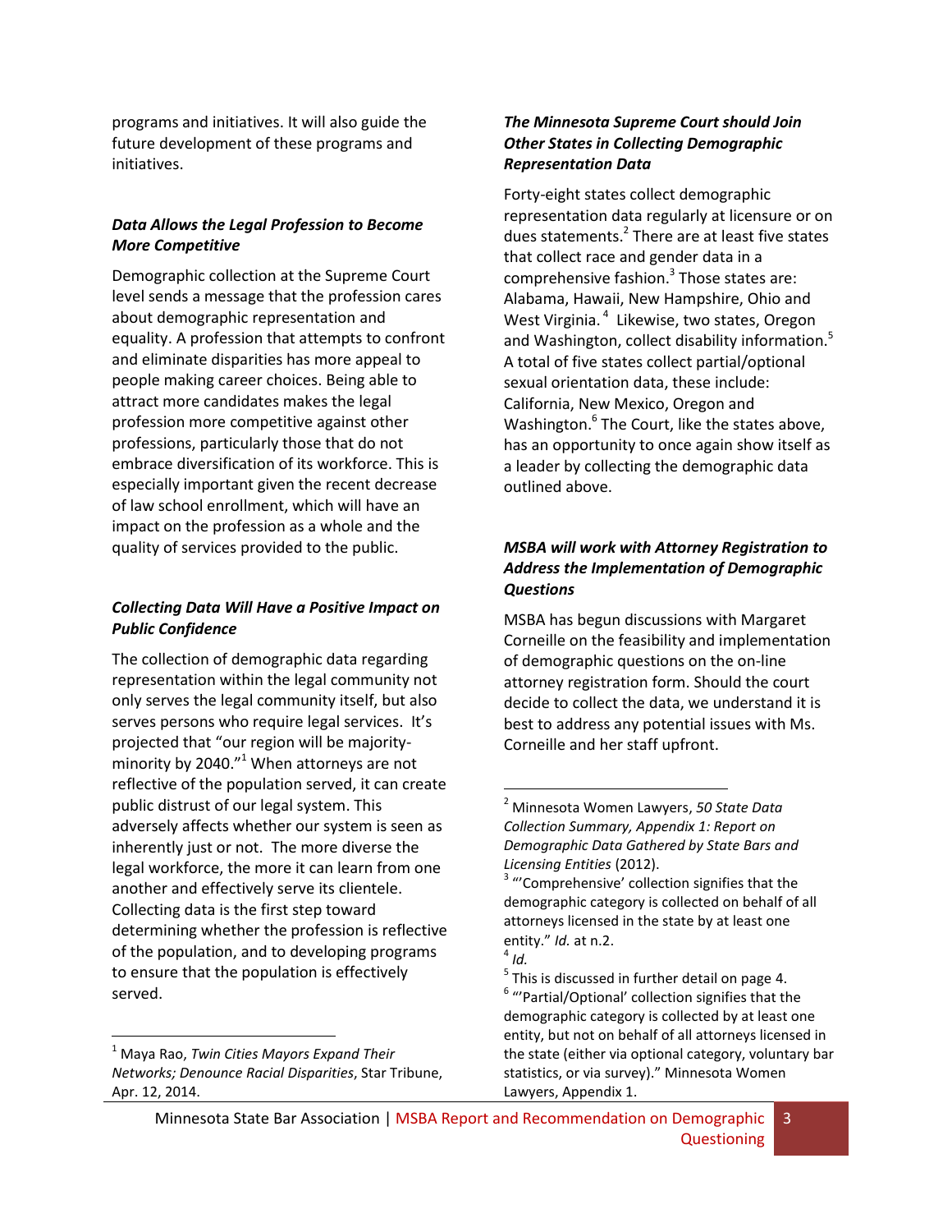programs and initiatives. It will also guide the future development of these programs and initiatives.

### *Data Allows the Legal Profession to Become More Competitive*

Demographic collection at the Supreme Court level sends a message that the profession cares about demographic representation and equality. A profession that attempts to confront and eliminate disparities has more appeal to people making career choices. Being able to attract more candidates makes the legal profession more competitive against other professions, particularly those that do not embrace diversification of its workforce. This is especially important given the recent decrease of law school enrollment, which will have an impact on the profession as a whole and the quality of services provided to the public.

### *Collecting Data Will Have a Positive Impact on Public Confidence*

The collection of demographic data regarding representation within the legal community not only serves the legal community itself, but also serves persons who require legal services. It's projected that "our region will be majority-minority by 2040."[1] When attorneys are not reflective of the population served, it can create public distrust of our legal system. This adversely affects whether our system is seen as inherently just or not. The more diverse the legal workforce, the more it can learn from one another and effectively serve its clientele. Collecting data is the first step toward determining whether the profession is reflective of the population, and to developing programs to ensure that the population is effectively served.

### *The Minnesota Supreme Court should Join Other States in Collecting Demographic Representation Data*

Forty-eight states collect demographic representation data regularly at licensure or on dues statements.[2] There are at least five states that collect race and gender data in a comprehensive fashion.[3] Those states are: Alabama, Hawaii, New Hampshire, Ohio and West Virginia.[4] Likewise, two states, Oregon and Washington, collect disability information.[5] A total of five states collect partial/optional sexual orientation data, these include: California, New Mexico, Oregon and Washington.[6] The Court, like the states above, has an opportunity to once again show itself as a leader by collecting the demographic data outlined above.

### *MSBA will work with Attorney Registration to Address the Implementation of Demographic Questions*

MSBA has begun discussions with Margaret Corneille on the feasibility and implementation of demographic questions on the on-line attorney registration form. Should the court decide to collect the data, we understand it is best to address any potential issues with Ms. Corneille and her staff upfront.

---

[1] Maya Rao, *Twin Cities Mayors Expand Their Networks; Denounce Racial Disparities*, Star Tribune, Apr. 12, 2014.

[2] Minnesota Women Lawyers, *50 State Data Collection Summary, Appendix 1: Report on Demographic Data Gathered by State Bars and Licensing Entities* (2012).

[3] "'Comprehensive' collection signifies that the demographic category is collected on behalf of all attorneys licensed in the state by at least one entity." *Id.* at n.2.

[4] *Id.*

[5] This is discussed in further detail on page 4.

[6] "'Partial/Optional' collection signifies that the demographic category is collected by at least one entity, but not on behalf of all attorneys licensed in the state (either via optional category, voluntary bar statistics, or via survey)." Minnesota Women Lawyers, Appendix 1.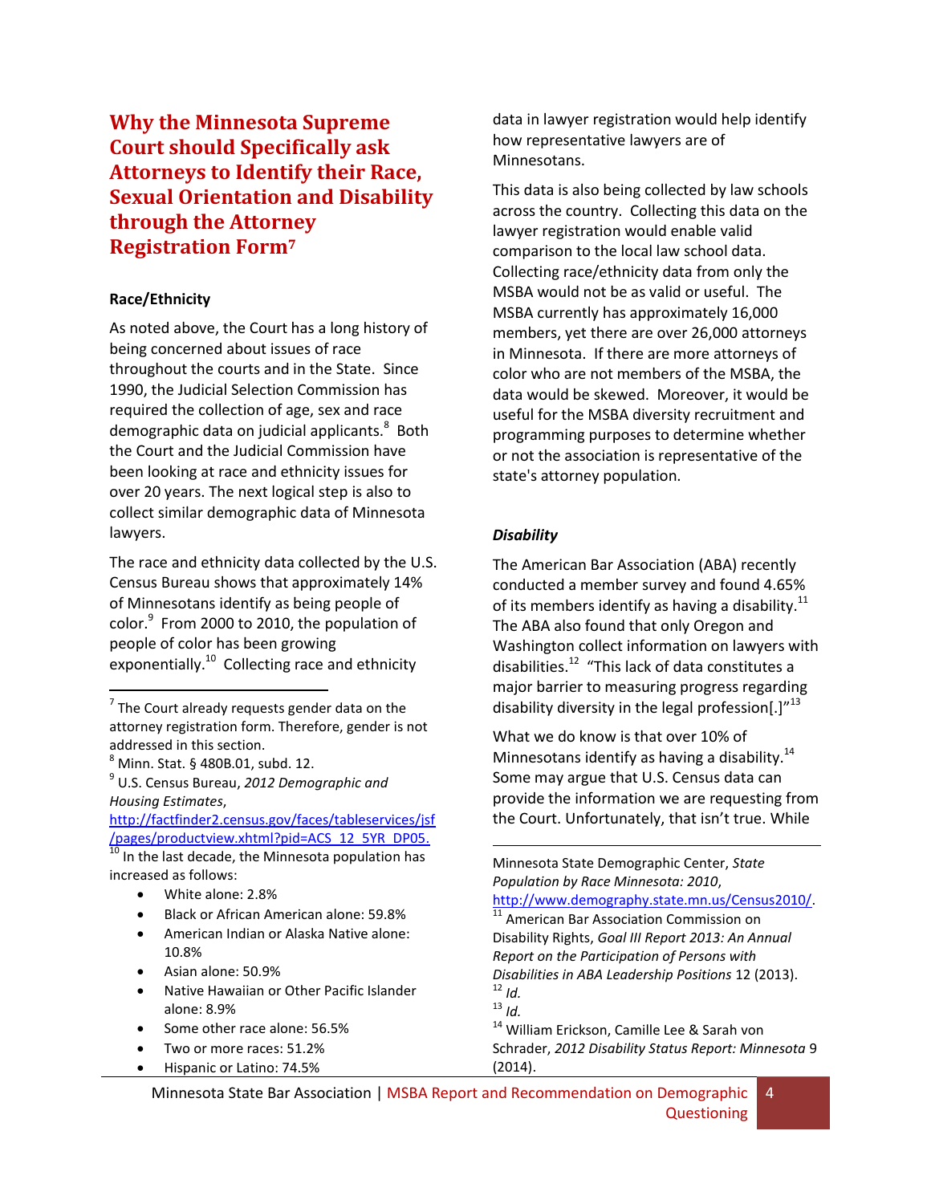# Why the Minnesota Supreme Court should Specifically ask Attorneys to Identify their Race, Sexual Orientation and Disability through the Attorney Registration Form[7]

**Race/Ethnicity**

As noted above, the Court has a long history of being concerned about issues of race throughout the courts and in the State. Since 1990, the Judicial Selection Commission has required the collection of age, sex and race demographic data on judicial applicants.[8] Both the Court and the Judicial Commission have been looking at race and ethnicity issues for over 20 years. The next logical step is also to collect similar demographic data of Minnesota lawyers.

The race and ethnicity data collected by the U.S. Census Bureau shows that approximately 14% of Minnesotans identify as being people of color.[9] From 2000 to 2010, the population of people of color has been growing exponentially.[10] Collecting race and ethnicity data in lawyer registration would help identify how representative lawyers are of Minnesotans.

This data is also being collected by law schools across the country. Collecting this data on the lawyer registration would enable valid comparison to the local law school data. Collecting race/ethnicity data from only the MSBA would not be as valid or useful. The MSBA currently has approximately 16,000 members, yet there are over 26,000 attorneys in Minnesota. If there are more attorneys of color who are not members of the MSBA, the data would be skewed. Moreover, it would be useful for the MSBA diversity recruitment and programming purposes to determine whether or not the association is representative of the state's attorney population.

***Disability***

The American Bar Association (ABA) recently conducted a member survey and found 4.65% of its members identify as having a disability.[11] The ABA also found that only Oregon and Washington collect information on lawyers with disabilities.[12] "This lack of data constitutes a major barrier to measuring progress regarding disability diversity in the legal profession[.]"[13]

What we do know is that over 10% of Minnesotans identify as having a disability.[14] Some may argue that U.S. Census data can provide the information we are requesting from the Court. Unfortunately, that isn't true. While

---

[7] The Court already requests gender data on the attorney registration form. Therefore, gender is not addressed in this section.

[8] Minn. Stat. § 480B.01, subd. 12.

[9] U.S. Census Bureau, *2012 Demographic and Housing Estimates*, http://factfinder2.census.gov/faces/tableservices/jsf/pages/productview.xhtml?pid=ACS_12_5YR_DP05.

[10] In the last decade, the Minnesota population has increased as follows:

- White alone: 2.8%
- Black or African American alone: 59.8%
- American Indian or Alaska Native alone: 10.8%
- Asian alone: 50.9%
- Native Hawaiian or Other Pacific Islander alone: 8.9%
- Some other race alone: 56.5%
- Two or more races: 51.2%
- Hispanic or Latino: 74.5%

Minnesota State Demographic Center, *State Population by Race Minnesota: 2010*, http://www.demography.state.mn.us/Census2010/.

[11] American Bar Association Commission on Disability Rights, *Goal III Report 2013: An Annual Report on the Participation of Persons with Disabilities in ABA Leadership Positions* 12 (2013).

[12] *Id.*

[13] *Id.*

[14] William Erickson, Camille Lee & Sarah von Schrader, *2012 Disability Status Report: Minnesota* 9 (2014).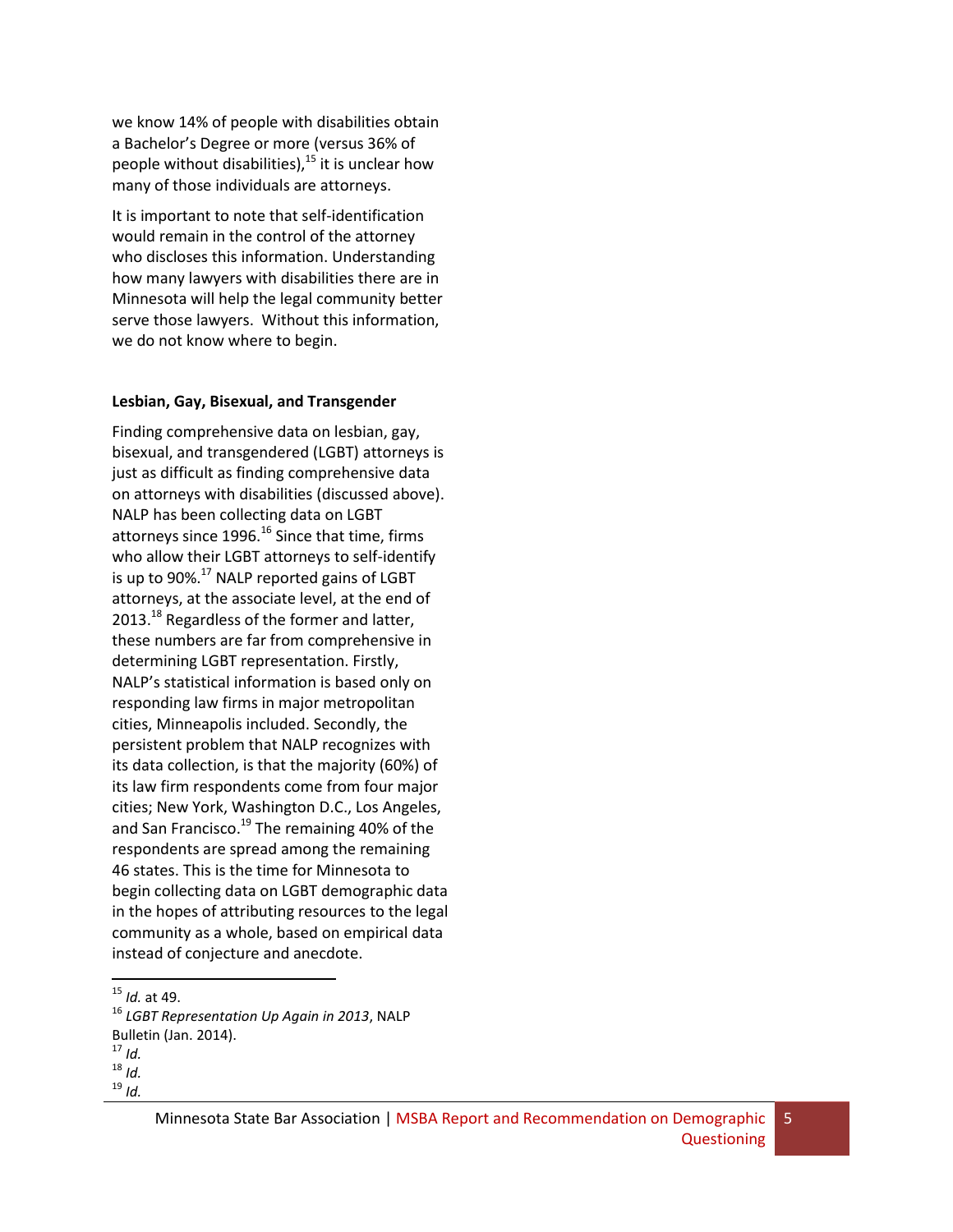we know 14% of people with disabilities obtain a Bachelor's Degree or more (versus 36% of people without disabilities),[15] it is unclear how many of those individuals are attorneys.

It is important to note that self-identification would remain in the control of the attorney who discloses this information. Understanding how many lawyers with disabilities there are in Minnesota will help the legal community better serve those lawyers. Without this information, we do not know where to begin.

### Lesbian, Gay, Bisexual, and Transgender

Finding comprehensive data on lesbian, gay, bisexual, and transgendered (LGBT) attorneys is just as difficult as finding comprehensive data on attorneys with disabilities (discussed above). NALP has been collecting data on LGBT attorneys since 1996.[16] Since that time, firms who allow their LGBT attorneys to self-identify is up to 90%.[17] NALP reported gains of LGBT attorneys, at the associate level, at the end of 2013.[18] Regardless of the former and latter, these numbers are far from comprehensive in determining LGBT representation. Firstly, NALP's statistical information is based only on responding law firms in major metropolitan cities, Minneapolis included. Secondly, the persistent problem that NALP recognizes with its data collection, is that the majority (60%) of its law firm respondents come from four major cities; New York, Washington D.C., Los Angeles, and San Francisco.[19] The remaining 40% of the respondents are spread among the remaining 46 states. This is the time for Minnesota to begin collecting data on LGBT demographic data in the hopes of attributing resources to the legal community as a whole, based on empirical data instead of conjecture and anecdote.

---

[15] *Id.* at 49.

[16] *LGBT Representation Up Again in 2013*, NALP Bulletin (Jan. 2014).

[17] *Id.*

[18] *Id.*

[19] *Id.*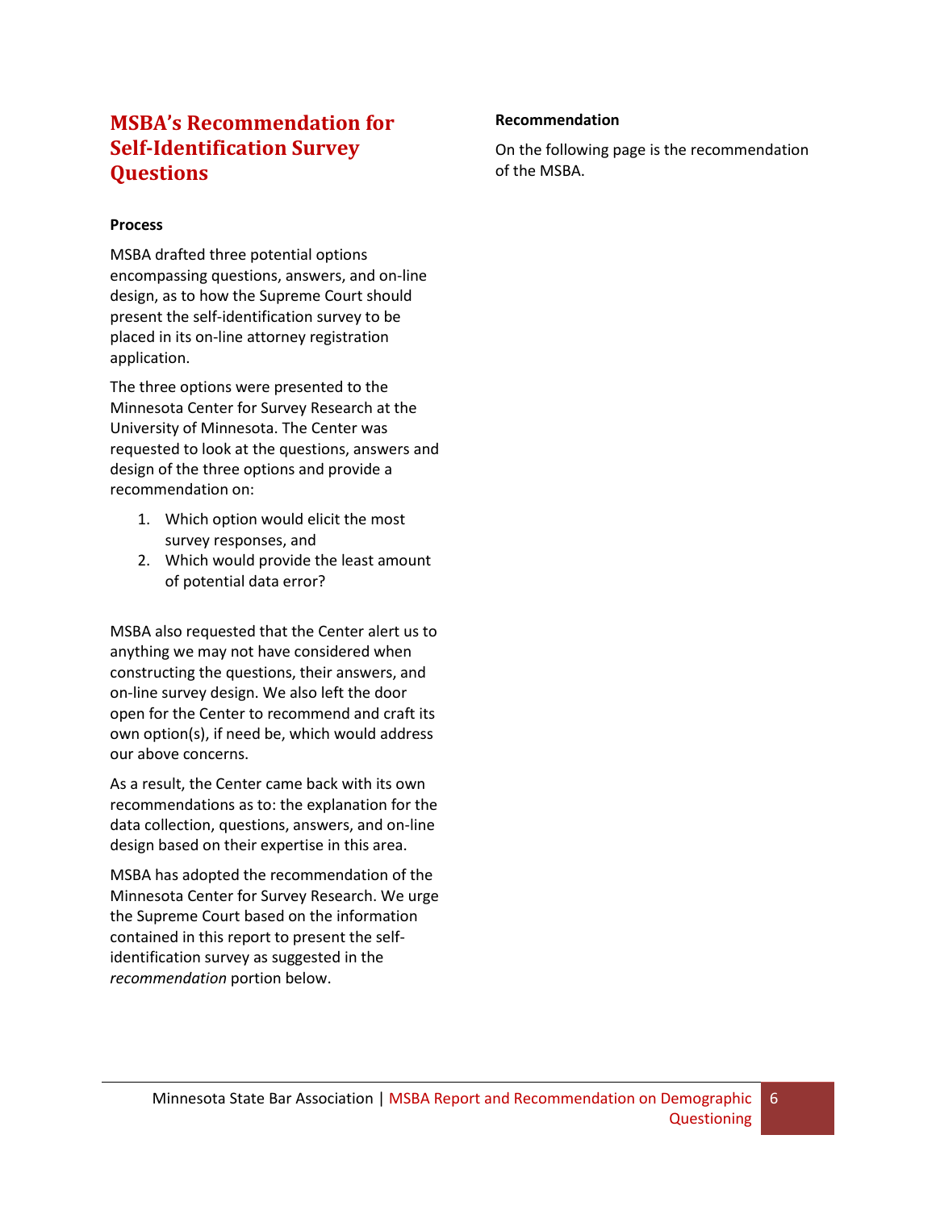## MSBA's Recommendation for Self-Identification Survey Questions

**Process**

MSBA drafted three potential options encompassing questions, answers, and on-line design, as to how the Supreme Court should present the self-identification survey to be placed in its on-line attorney registration application.

The three options were presented to the Minnesota Center for Survey Research at the University of Minnesota. The Center was requested to look at the questions, answers and design of the three options and provide a recommendation on:

1. Which option would elicit the most survey responses, and
2. Which would provide the least amount of potential data error?

MSBA also requested that the Center alert us to anything we may not have considered when constructing the questions, their answers, and on-line survey design. We also left the door open for the Center to recommend and craft its own option(s), if need be, which would address our above concerns.

As a result, the Center came back with its own recommendations as to: the explanation for the data collection, questions, answers, and on-line design based on their expertise in this area.

MSBA has adopted the recommendation of the Minnesota Center for Survey Research. We urge the Supreme Court based on the information contained in this report to present the self-identification survey as suggested in the *recommendation* portion below.

**Recommendation**

On the following page is the recommendation of the MSBA.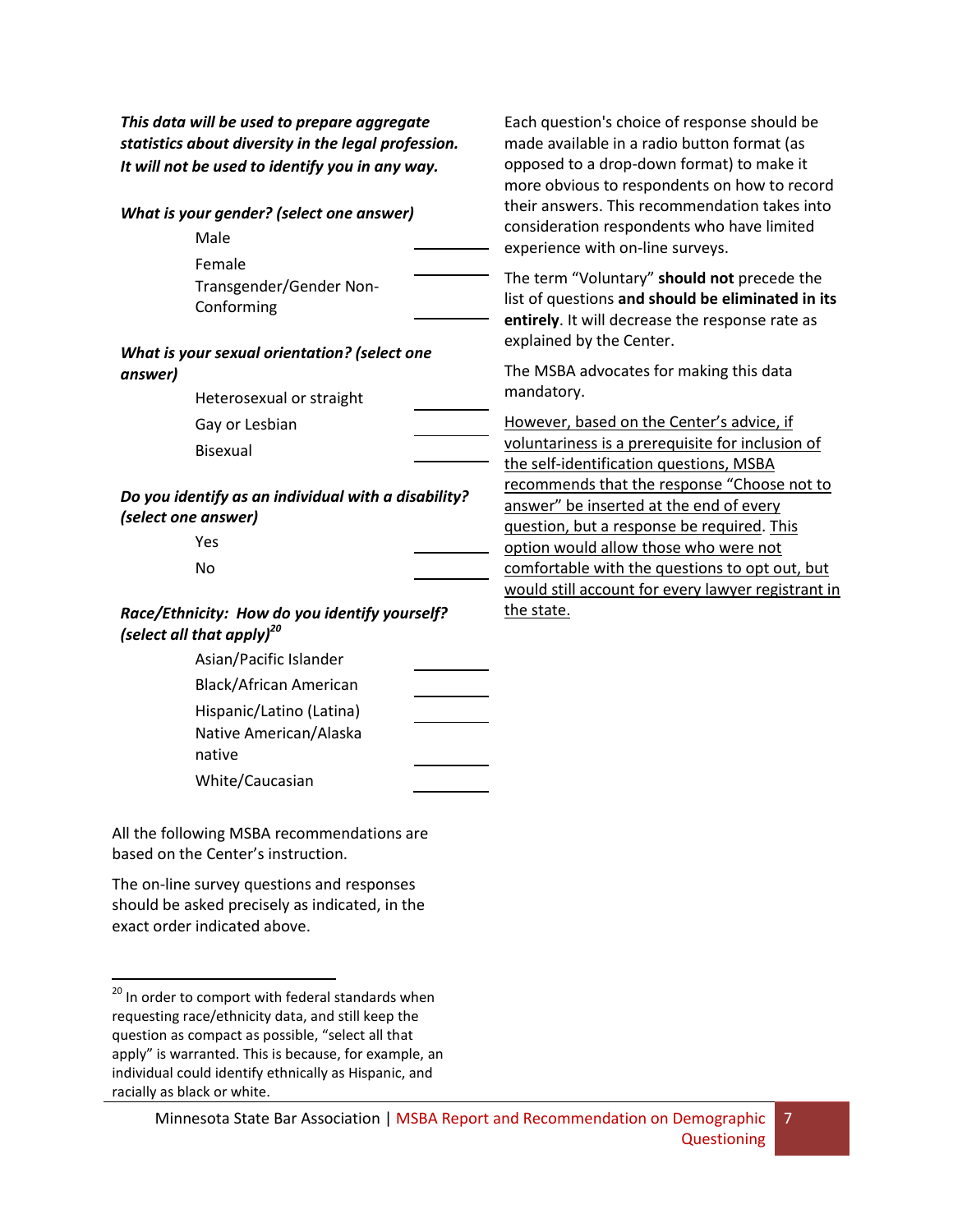***This data will be used to prepare aggregate statistics about diversity in the legal profession. It will not be used to identify you in any way.***

***What is your gender? (select one answer)***

| | |
|---|---|
| Male | ______ |
| Female | ______ |
| Transgender/Gender Non-Conforming | ______ |

***What is your sexual orientation? (select one answer)***

| | |
|---|---|
| Heterosexual or straight | ______ |
| Gay or Lesbian | ______ |
| Bisexual | ______ |

***Do you identify as an individual with a disability? (select one answer)***

| | |
|---|---|
| Yes | ______ |
| No | ______ |

***Race/Ethnicity: How do you identify yourself? (select all that apply)***[20]

| | |
|---|---|
| Asian/Pacific Islander | ______ |
| Black/African American | ______ |
| Hispanic/Latino (Latina) | ______ |
| Native American/Alaska native | ______ |
| White/Caucasian | ______ |

All the following MSBA recommendations are based on the Center's instruction.

The on-line survey questions and responses should be asked precisely as indicated, in the exact order indicated above.

Each question's choice of response should be made available in a radio button format (as opposed to a drop-down format) to make it more obvious to respondents on how to record their answers. This recommendation takes into consideration respondents who have limited experience with on-line surveys.

The term "Voluntary" **should not** precede the list of questions **and should be eliminated in its entirely**. It will decrease the response rate as explained by the Center.

The MSBA advocates for making this data mandatory.

<u>However, based on the Center's advice, if voluntariness is a prerequisite for inclusion of the self-identification questions, MSBA recommends that the response "Choose not to answer" be inserted at the end of every question, but a response be required</u>. <u>This option would allow those who were not comfortable with the questions to opt out, but would still account for every lawyer registrant in the state.</u>

[20] In order to comport with federal standards when requesting race/ethnicity data, and still keep the question as compact as possible, "select all that apply" is warranted. This is because, for example, an individual could identify ethnically as Hispanic, and racially as black or white.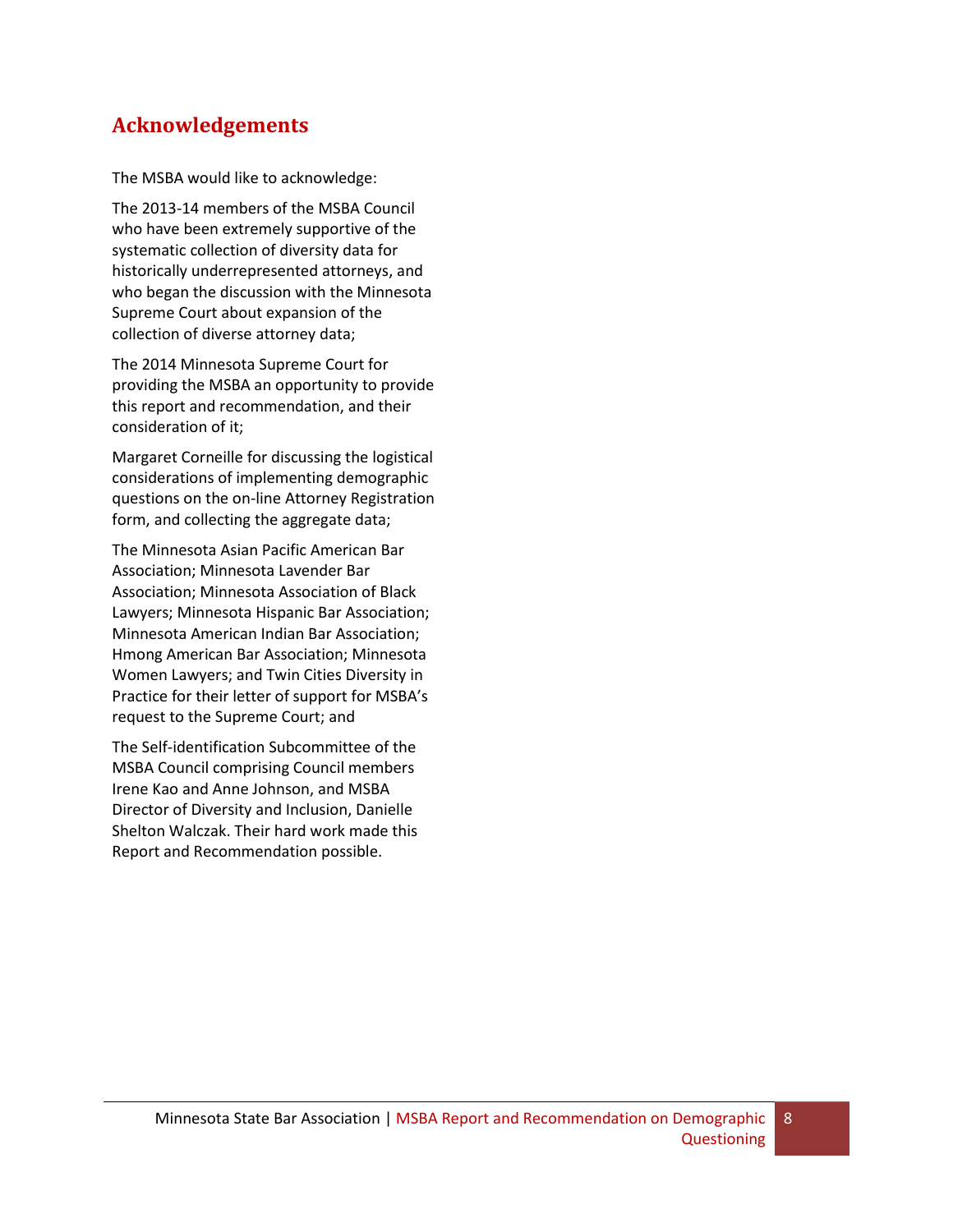## Acknowledgements

The MSBA would like to acknowledge:

The 2013-14 members of the MSBA Council who have been extremely supportive of the systematic collection of diversity data for historically underrepresented attorneys, and who began the discussion with the Minnesota Supreme Court about expansion of the collection of diverse attorney data;

The 2014 Minnesota Supreme Court for providing the MSBA an opportunity to provide this report and recommendation, and their consideration of it;

Margaret Corneille for discussing the logistical considerations of implementing demographic questions on the on-line Attorney Registration form, and collecting the aggregate data;

The Minnesota Asian Pacific American Bar Association; Minnesota Lavender Bar Association; Minnesota Association of Black Lawyers; Minnesota Hispanic Bar Association; Minnesota American Indian Bar Association; Hmong American Bar Association; Minnesota Women Lawyers; and Twin Cities Diversity in Practice for their letter of support for MSBA's request to the Supreme Court; and

The Self-identification Subcommittee of the MSBA Council comprising Council members Irene Kao and Anne Johnson, and MSBA Director of Diversity and Inclusion, Danielle Shelton Walczak. Their hard work made this Report and Recommendation possible.